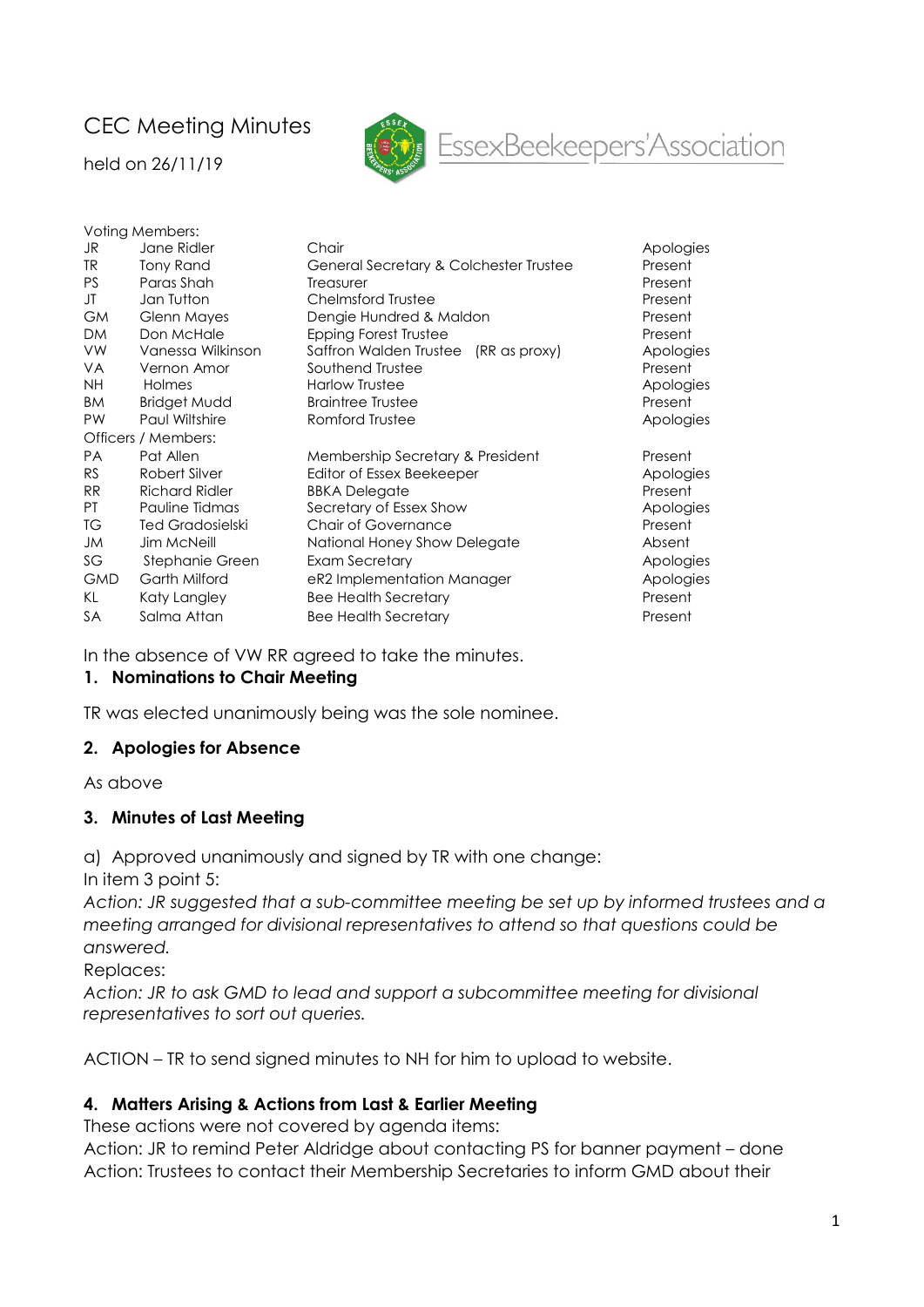# CEC Meeting Minutes

held on 26/11/19

EssexBeekeepers'Association

Voting Members:

| | | | |
|---|---|---|---|
| JR | Jane Ridler | Chair | Apologies |
| TR | Tony Rand | General Secretary & Colchester Trustee | Present |
| PS | Paras Shah | Treasurer | Present |
| JT | Jan Tutton | Chelmsford Trustee | Present |
| GM | Glenn Mayes | Dengie Hundred & Maldon | Present |
| DM | Don McHale | Epping Forest Trustee | Present |
| VW | Vanessa Wilkinson | Saffron Walden Trustee (RR as proxy) | Apologies |
| VA | Vernon Amor | Southend Trustee | Present |
| NH | Holmes | Harlow Trustee | Apologies |
| BM | Bridget Mudd | Braintree Trustee | Present |
| PW | Paul Wiltshire | Romford Trustee | Apologies |

Officers / Members:

| | | | |
|---|---|---|---|
| PA | Pat Allen | Membership Secretary & President | Present |
| RS | Robert Silver | Editor of Essex Beekeeper | Apologies |
| RR | Richard Ridler | BBKA Delegate | Present |
| PT | Pauline Tidmas | Secretary of Essex Show | Apologies |
| TG | Ted Gradosielski | Chair of Governance | Present |
| JM | Jim McNeill | National Honey Show Delegate | Absent |
| SG | Stephanie Green | Exam Secretary | Apologies |
| GMD | Garth Milford | eR2 Implementation Manager | Apologies |
| KL | Katy Langley | Bee Health Secretary | Present |
| SA | Salma Attan | Bee Health Secretary | Present |

In the absence of VW RR agreed to take the minutes.

## 1. Nominations to Chair Meeting

TR was elected unanimously being was the sole nominee.

## 2. Apologies for Absence

As above

## 3. Minutes of Last Meeting

a) Approved unanimously and signed by TR with one change:
In item 3 point 5:
*Action: JR suggested that a sub-committee meeting be set up by informed trustees and a meeting arranged for divisional representatives to attend so that questions could be answered.*
Replaces:
*Action: JR to ask GMD to lead and support a subcommittee meeting for divisional representatives to sort out queries.*

ACTION – TR to send signed minutes to NH for him to upload to website.

## 4. Matters Arising & Actions from Last & Earlier Meeting

These actions were not covered by agenda items:
Action: JR to remind Peter Aldridge about contacting PS for banner payment – done
Action: Trustees to contact their Membership Secretaries to inform GMD about their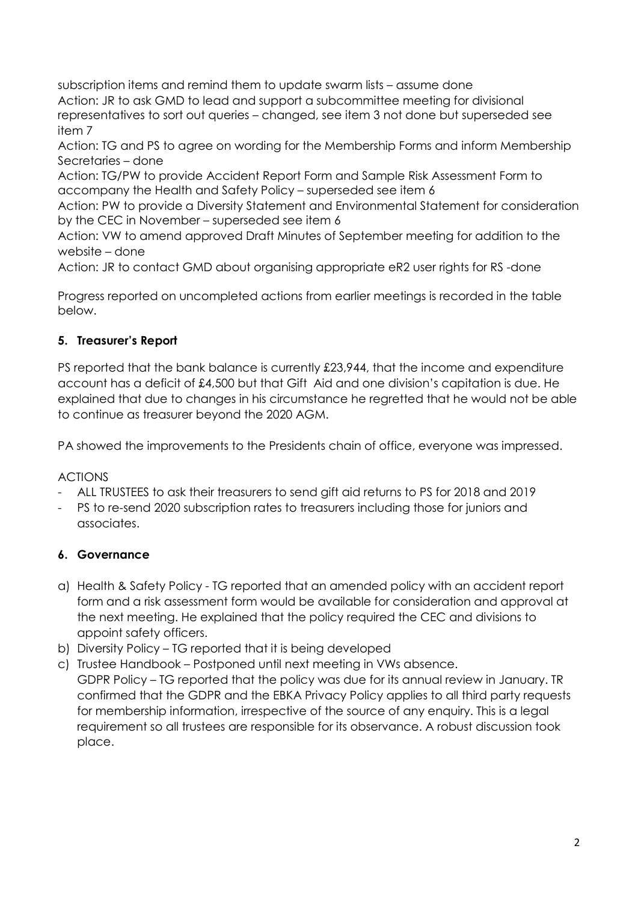subscription items and remind them to update swarm lists – assume done

Action: JR to ask GMD to lead and support a subcommittee meeting for divisional representatives to sort out queries – changed, see item 3 not done but superseded see item 7

Action: TG and PS to agree on wording for the Membership Forms and inform Membership Secretaries – done

Action: TG/PW to provide Accident Report Form and Sample Risk Assessment Form to accompany the Health and Safety Policy – superseded see item 6

Action: PW to provide a Diversity Statement and Environmental Statement for consideration by the CEC in November – superseded see item 6

Action: VW to amend approved Draft Minutes of September meeting for addition to the website – done

Action: JR to contact GMD about organising appropriate eR2 user rights for RS -done

Progress reported on uncompleted actions from earlier meetings is recorded in the table below.

### 5. Treasurer's Report

PS reported that the bank balance is currently £23,944, that the income and expenditure account has a deficit of £4,500 but that Gift Aid and one division's capitation is due. He explained that due to changes in his circumstance he regretted that he would not be able to continue as treasurer beyond the 2020 AGM.

PA showed the improvements to the Presidents chain of office, everyone was impressed.

ACTIONS

- ALL TRUSTEES to ask their treasurers to send gift aid returns to PS for 2018 and 2019
- PS to re-send 2020 subscription rates to treasurers including those for juniors and associates.

### 6. Governance

a) Health & Safety Policy - TG reported that an amended policy with an accident report form and a risk assessment form would be available for consideration and approval at the next meeting. He explained that the policy required the CEC and divisions to appoint safety officers.

b) Diversity Policy – TG reported that it is being developed

c) Trustee Handbook – Postponed until next meeting in VWs absence.
GDPR Policy – TG reported that the policy was due for its annual review in January. TR confirmed that the GDPR and the EBKA Privacy Policy applies to all third party requests for membership information, irrespective of the source of any enquiry. This is a legal requirement so all trustees are responsible for its observance. A robust discussion took place.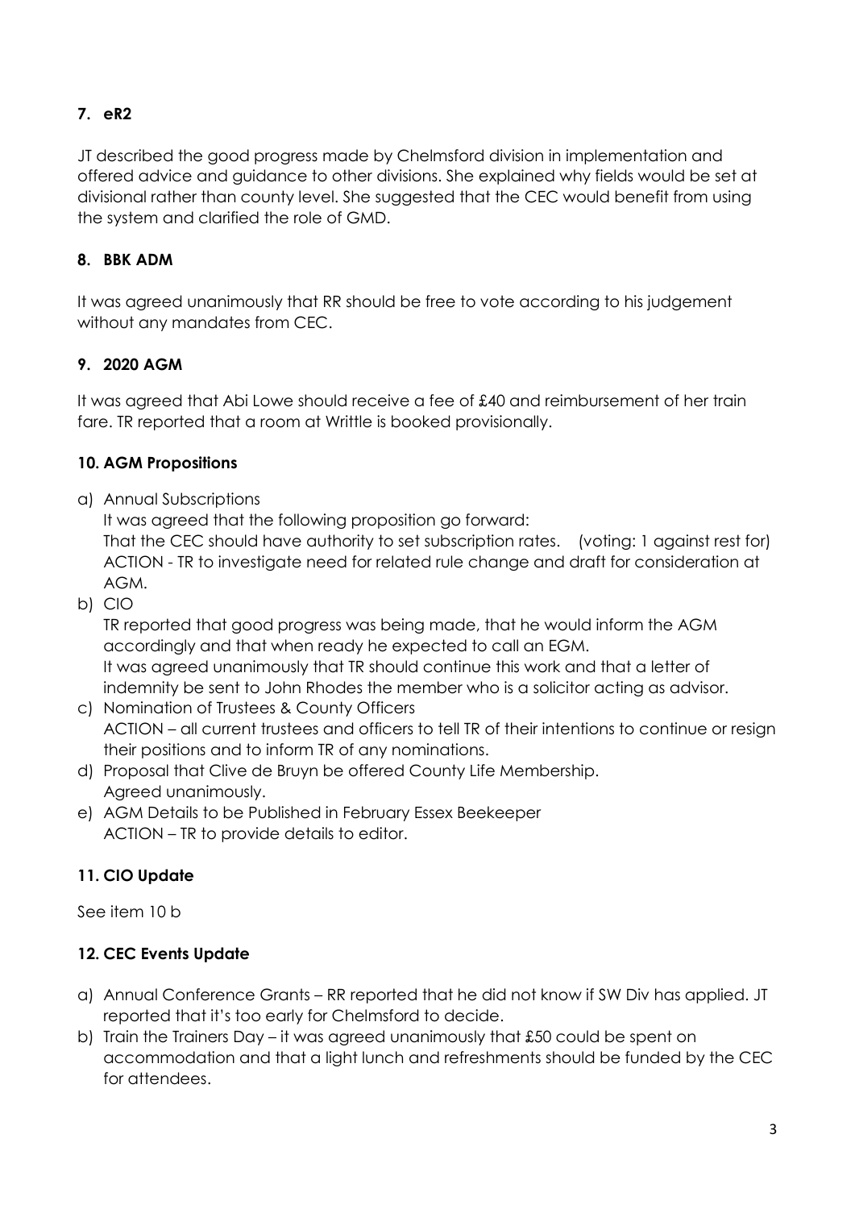## 7. eR2

JT described the good progress made by Chelmsford division in implementation and offered advice and guidance to other divisions. She explained why fields would be set at divisional rather than county level. She suggested that the CEC would benefit from using the system and clarified the role of GMD.

## 8. BBK ADM

It was agreed unanimously that RR should be free to vote according to his judgement without any mandates from CEC.

## 9. 2020 AGM

It was agreed that Abi Lowe should receive a fee of £40 and reimbursement of her train fare. TR reported that a room at Writtle is booked provisionally.

## 10. AGM Propositions

a) Annual Subscriptions
   It was agreed that the following proposition go forward:
   That the CEC should have authority to set subscription rates. (voting: 1 against rest for)
   ACTION - TR to investigate need for related rule change and draft for consideration at AGM.

b) CIO
   TR reported that good progress was being made, that he would inform the AGM accordingly and that when ready he expected to call an EGM.
   It was agreed unanimously that TR should continue this work and that a letter of indemnity be sent to John Rhodes the member who is a solicitor acting as advisor.

c) Nomination of Trustees & County Officers
   ACTION – all current trustees and officers to tell TR of their intentions to continue or resign their positions and to inform TR of any nominations.

d) Proposal that Clive de Bruyn be offered County Life Membership.
   Agreed unanimously.

e) AGM Details to be Published in February Essex Beekeeper
   ACTION – TR to provide details to editor.

## 11. CIO Update

See item 10 b

## 12. CEC Events Update

a) Annual Conference Grants – RR reported that he did not know if SW Div has applied. JT reported that it's too early for Chelmsford to decide.

b) Train the Trainers Day – it was agreed unanimously that £50 could be spent on accommodation and that a light lunch and refreshments should be funded by the CEC for attendees.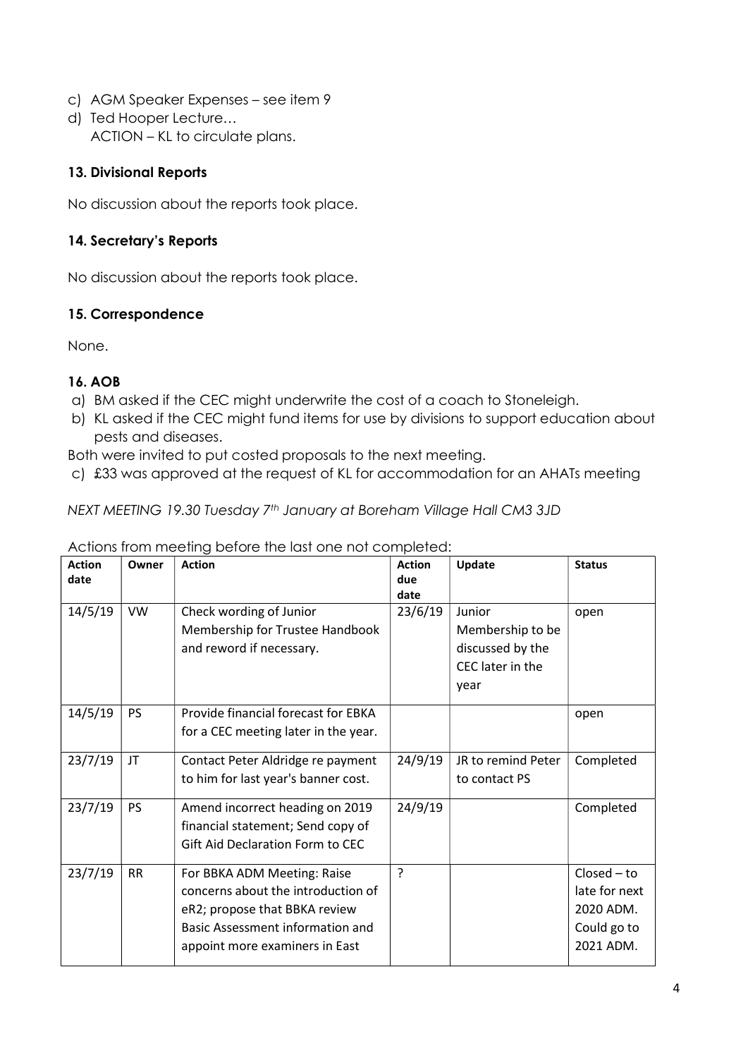c) AGM Speaker Expenses – see item 9
d) Ted Hooper Lecture…
   ACTION – KL to circulate plans.

### 13. Divisional Reports

No discussion about the reports took place.

### 14. Secretary's Reports

No discussion about the reports took place.

### 15. Correspondence

None.

### 16. AOB

a) BM asked if the CEC might underwrite the cost of a coach to Stoneleigh.
b) KL asked if the CEC might fund items for use by divisions to support education about pests and diseases.

Both were invited to put costed proposals to the next meeting.

c) £33 was approved at the request of KL for accommodation for an AHATs meeting

*NEXT MEETING 19.30 Tuesday 7th January at Boreham Village Hall CM3 3JD*

Actions from meeting before the last one not completed:

| Action date | Owner | Action | Action due date | Update | Status |
|---|---|---|---|---|---|
| 14/5/19 | VW | Check wording of Junior Membership for Trustee Handbook and reword if necessary. | 23/6/19 | Junior Membership to be discussed by the CEC later in the year | open |
| 14/5/19 | PS | Provide financial forecast for EBKA for a CEC meeting later in the year. | | | open |
| 23/7/19 | JT | Contact Peter Aldridge re payment to him for last year's banner cost. | 24/9/19 | JR to remind Peter to contact PS | Completed |
| 23/7/19 | PS | Amend incorrect heading on 2019 financial statement; Send copy of Gift Aid Declaration Form to CEC | 24/9/19 | | Completed |
| 23/7/19 | RR | For BBKA ADM Meeting: Raise concerns about the introduction of eR2; propose that BBKA review Basic Assessment information and appoint more examiners in East | ? | | Closed – to late for next 2020 ADM. Could go to 2021 ADM. |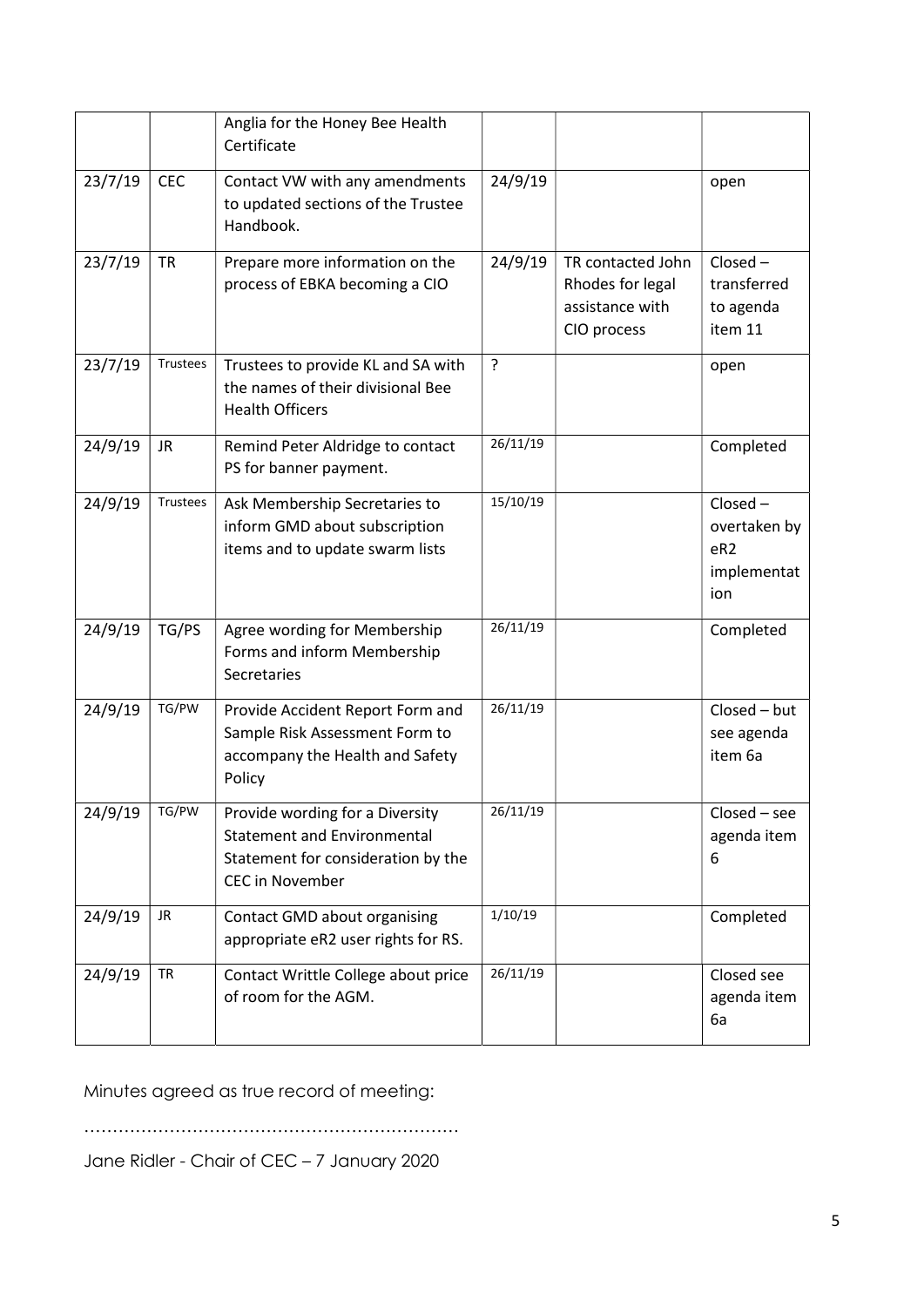| | | | | | |
|---|---|---|---|---|---|
| | | Anglia for the Honey Bee Health Certificate | | | |
| 23/7/19 | CEC | Contact VW with any amendments to updated sections of the Trustee Handbook. | 24/9/19 | | open |
| 23/7/19 | TR | Prepare more information on the process of EBKA becoming a CIO | 24/9/19 | TR contacted John Rhodes for legal assistance with CIO process | Closed – transferred to agenda item 11 |
| 23/7/19 | Trustees | Trustees to provide KL and SA with the names of their divisional Bee Health Officers | ? | | open |
| 24/9/19 | JR | Remind Peter Aldridge to contact PS for banner payment. | 26/11/19 | | Completed |
| 24/9/19 | Trustees | Ask Membership Secretaries to inform GMD about subscription items and to update swarm lists | 15/10/19 | | Closed – overtaken by eR2 implementation |
| 24/9/19 | TG/PS | Agree wording for Membership Forms and inform Membership Secretaries | 26/11/19 | | Completed |
| 24/9/19 | TG/PW | Provide Accident Report Form and Sample Risk Assessment Form to accompany the Health and Safety Policy | 26/11/19 | | Closed – but see agenda item 6a |
| 24/9/19 | TG/PW | Provide wording for a Diversity Statement and Environmental Statement for consideration by the CEC in November | 26/11/19 | | Closed – see agenda item 6 |
| 24/9/19 | JR | Contact GMD about organising appropriate eR2 user rights for RS. | 1/10/19 | | Completed |
| 24/9/19 | TR | Contact Writtle College about price of room for the AGM. | 26/11/19 | | Closed see agenda item 6a |

Minutes agreed as true record of meeting:

…………………………………………………………

Jane Ridler - Chair of CEC – 7 January 2020